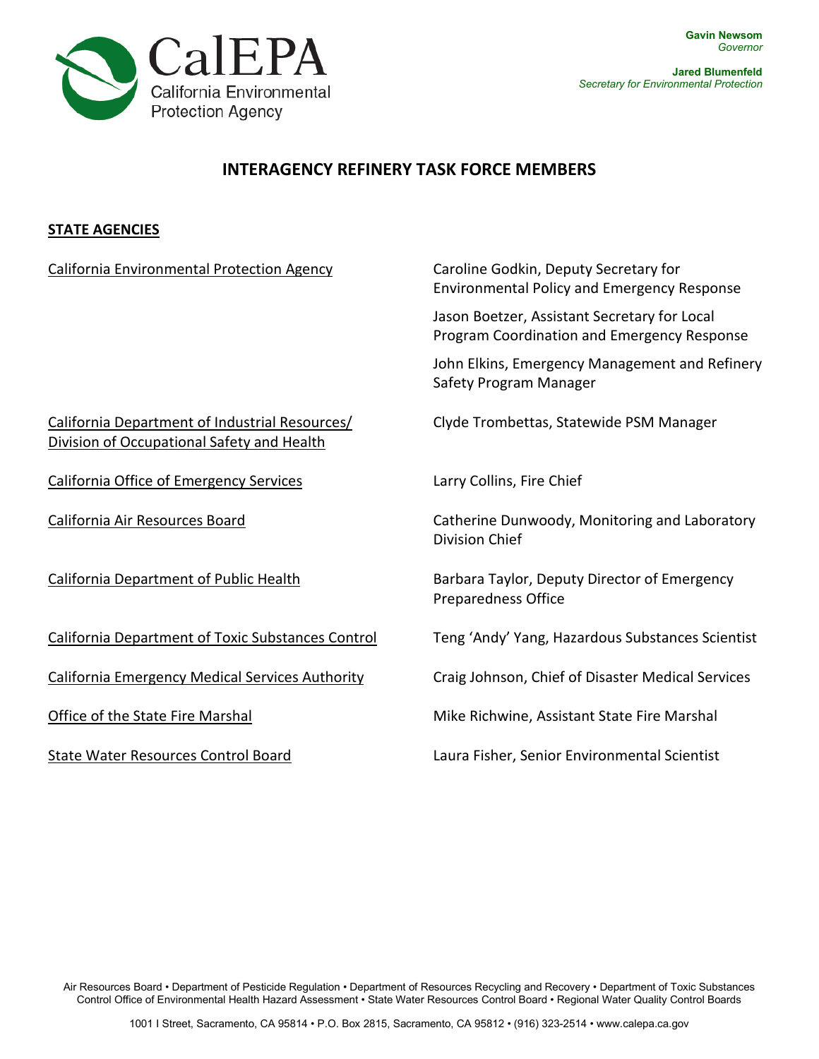Gavin Newsom
*Governor*

Jared Blumenfeld
*Secretary for Environmental Protection*

# INTERAGENCY REFINERY TASK FORCE MEMBERS

## STATE AGENCIES

| Agency | Member |
|---|---|
| California Environmental Protection Agency | Caroline Godkin, Deputy Secretary for Environmental Policy and Emergency Response |
| | Jason Boetzer, Assistant Secretary for Local Program Coordination and Emergency Response |
| | John Elkins, Emergency Management and Refinery Safety Program Manager |
| California Department of Industrial Resources/ Division of Occupational Safety and Health | Clyde Trombettas, Statewide PSM Manager |
| California Office of Emergency Services | Larry Collins, Fire Chief |
| California Air Resources Board | Catherine Dunwoody, Monitoring and Laboratory Division Chief |
| California Department of Public Health | Barbara Taylor, Deputy Director of Emergency Preparedness Office |
| California Department of Toxic Substances Control | Teng 'Andy' Yang, Hazardous Substances Scientist |
| California Emergency Medical Services Authority | Craig Johnson, Chief of Disaster Medical Services |
| Office of the State Fire Marshal | Mike Richwine, Assistant State Fire Marshal |
| State Water Resources Control Board | Laura Fisher, Senior Environmental Scientist |

Air Resources Board • Department of Pesticide Regulation • Department of Resources Recycling and Recovery • Department of Toxic Substances Control Office of Environmental Health Hazard Assessment • State Water Resources Control Board • Regional Water Quality Control Boards

1001 I Street, Sacramento, CA 95814 • P.O. Box 2815, Sacramento, CA 95812 • (916) 323-2514 • www.calepa.ca.gov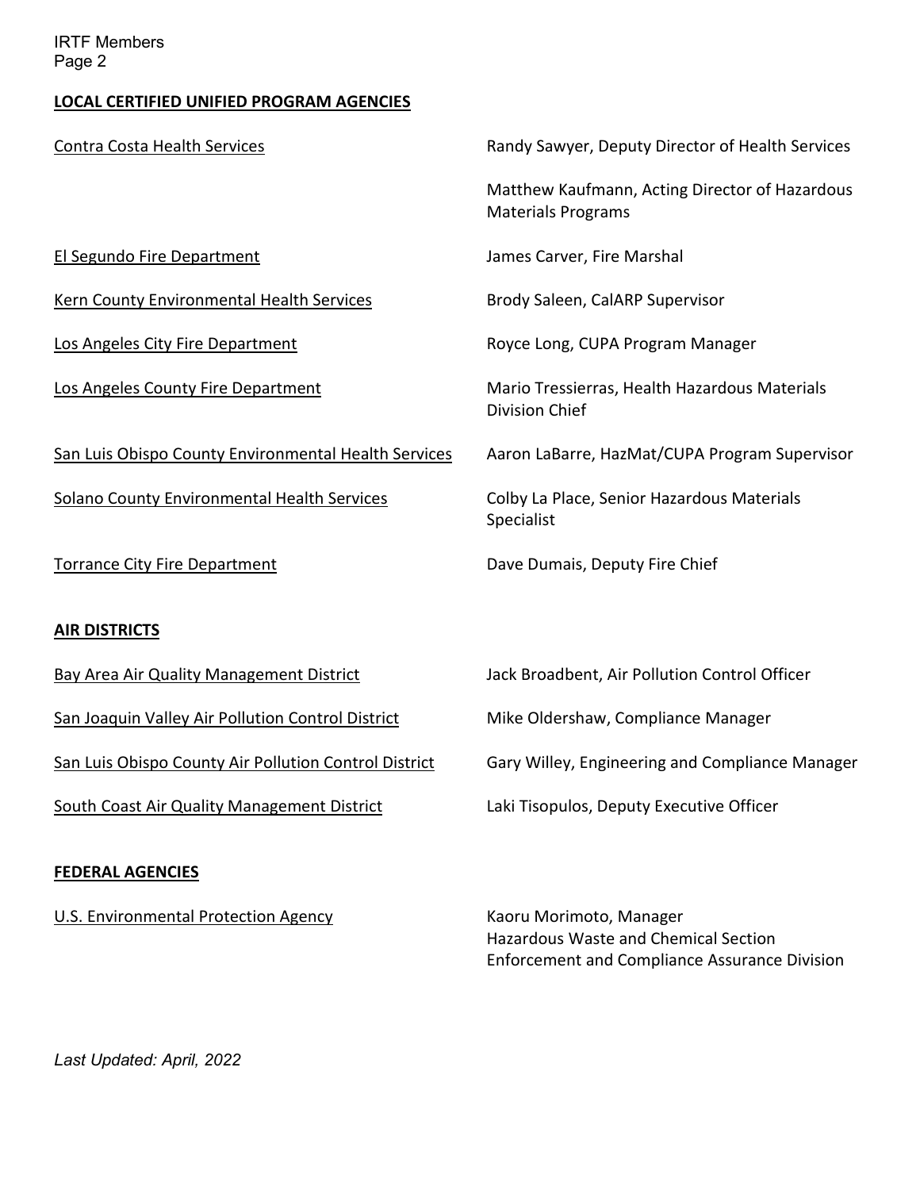## LOCAL CERTIFIED UNIFIED PROGRAM AGENCIES

| | |
|---|---|
| Contra Costa Health Services | Randy Sawyer, Deputy Director of Health Services |
| | Matthew Kaufmann, Acting Director of Hazardous Materials Programs |
| El Segundo Fire Department | James Carver, Fire Marshal |
| Kern County Environmental Health Services | Brody Saleen, CalARP Supervisor |
| Los Angeles City Fire Department | Royce Long, CUPA Program Manager |
| Los Angeles County Fire Department | Mario Tressierras, Health Hazardous Materials Division Chief |
| San Luis Obispo County Environmental Health Services | Aaron LaBarre, HazMat/CUPA Program Supervisor |
| Solano County Environmental Health Services | Colby La Place, Senior Hazardous Materials Specialist |
| Torrance City Fire Department | Dave Dumais, Deputy Fire Chief |

## AIR DISTRICTS

| | |
|---|---|
| Bay Area Air Quality Management District | Jack Broadbent, Air Pollution Control Officer |
| San Joaquin Valley Air Pollution Control District | Mike Oldershaw, Compliance Manager |
| San Luis Obispo County Air Pollution Control District | Gary Willey, Engineering and Compliance Manager |
| South Coast Air Quality Management District | Laki Tisopulos, Deputy Executive Officer |

## FEDERAL AGENCIES

| | |
|---|---|
| U.S. Environmental Protection Agency | Kaoru Morimoto, Manager<br>Hazardous Waste and Chemical Section<br>Enforcement and Compliance Assurance Division |

*Last Updated: April, 2022*